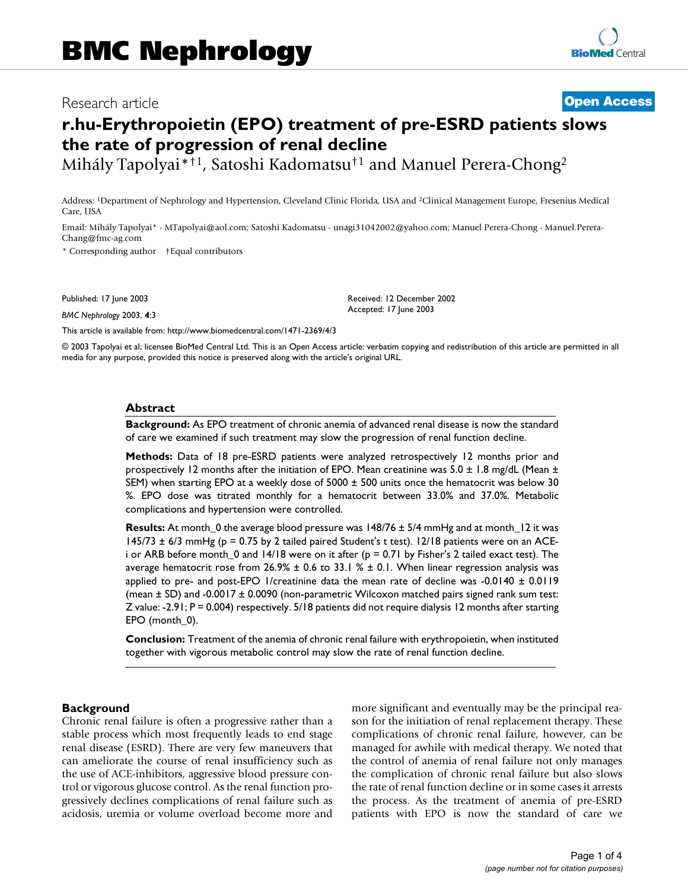BMC Nephrology

Research article

**Open Access**

# r.hu-Erythropoietin (EPO) treatment of pre-ESRD patients slows the rate of progression of renal decline

Mihály Tapolyai*†[1], Satoshi Kadomatsu†[1] and Manuel Perera-Chong[2]

Address: [1]Department of Nephrology and Hypertension, Cleveland Clinic Florida, USA and [2]Clinical Management Europe, Fresenius Medical Care, USA

Email: Mihály Tapolyai* - MTapolyai@aol.com; Satoshi Kadomatsu - unagi31042002@yahoo.com; Manuel Perera-Chong - Manuel.Perera-Chang@fmc-ag.com

\* Corresponding author †Equal contributors

Published: 17 June 2003

*BMC Nephrology* 2003, **4**:3

Received: 12 December 2002
Accepted: 17 June 2003

This article is available from: http://www.biomedcentral.com/1471-2369/4/3

© 2003 Tapolyai et al; licensee BioMed Central Ltd. This is an Open Access article: verbatim copying and redistribution of this article are permitted in all media for any purpose, provided this notice is preserved along with the article's original URL.

## Abstract

**Background:** As EPO treatment of chronic anemia of advanced renal disease is now the standard of care we examined if such treatment may slow the progression of renal function decline.

**Methods:** Data of 18 pre-ESRD patients were analyzed retrospectively 12 months prior and prospectively 12 months after the initiation of EPO. Mean creatinine was 5.0 ± 1.8 mg/dL (Mean ± SEM) when starting EPO at a weekly dose of 5000 ± 500 units once the hematocrit was below 30 %. EPO dose was titrated monthly for a hematocrit between 33.0% and 37.0%. Metabolic complications and hypertension were controlled.

**Results:** At month_0 the average blood pressure was 148/76 ± 5/4 mmHg and at month_12 it was 145/73 ± 6/3 mmHg (p = 0.75 by 2 tailed paired Student's t test). 12/18 patients were on an ACE-i or ARB before month_0 and 14/18 were on it after (p = 0.71 by Fisher's 2 tailed exact test). The average hematocrit rose from 26.9% ± 0.6 to 33.1 % ± 0.1. When linear regression analysis was applied to pre- and post-EPO 1/creatinine data the mean rate of decline was -0.0140 ± 0.0119 (mean ± SD) and -0.0017 ± 0.0090 (non-parametric Wilcoxon matched pairs signed rank sum test: Z value: -2.91; P = 0.004) respectively. 5/18 patients did not require dialysis 12 months after starting EPO (month_0).

**Conclusion:** Treatment of the anemia of chronic renal failure with erythropoietin, when instituted together with vigorous metabolic control may slow the rate of renal function decline.

## Background

Chronic renal failure is often a progressive rather than a stable process which most frequently leads to end stage renal disease (ESRD). There are very few maneuvers that can ameliorate the course of renal insufficiency such as the use of ACE-inhibitors, aggressive blood pressure control or vigorous glucose control. As the renal function progressively declines complications of renal failure such as acidosis, uremia or volume overload become more and more significant and eventually may be the principal reason for the initiation of renal replacement therapy. These complications of chronic renal failure, however, can be managed for awhile with medical therapy. We noted that the control of anemia of renal failure not only manages the complication of chronic renal failure but also slows the rate of renal function decline or in some cases it arrests the process. As the treatment of anemia of pre-ESRD patients with EPO is now the standard of care we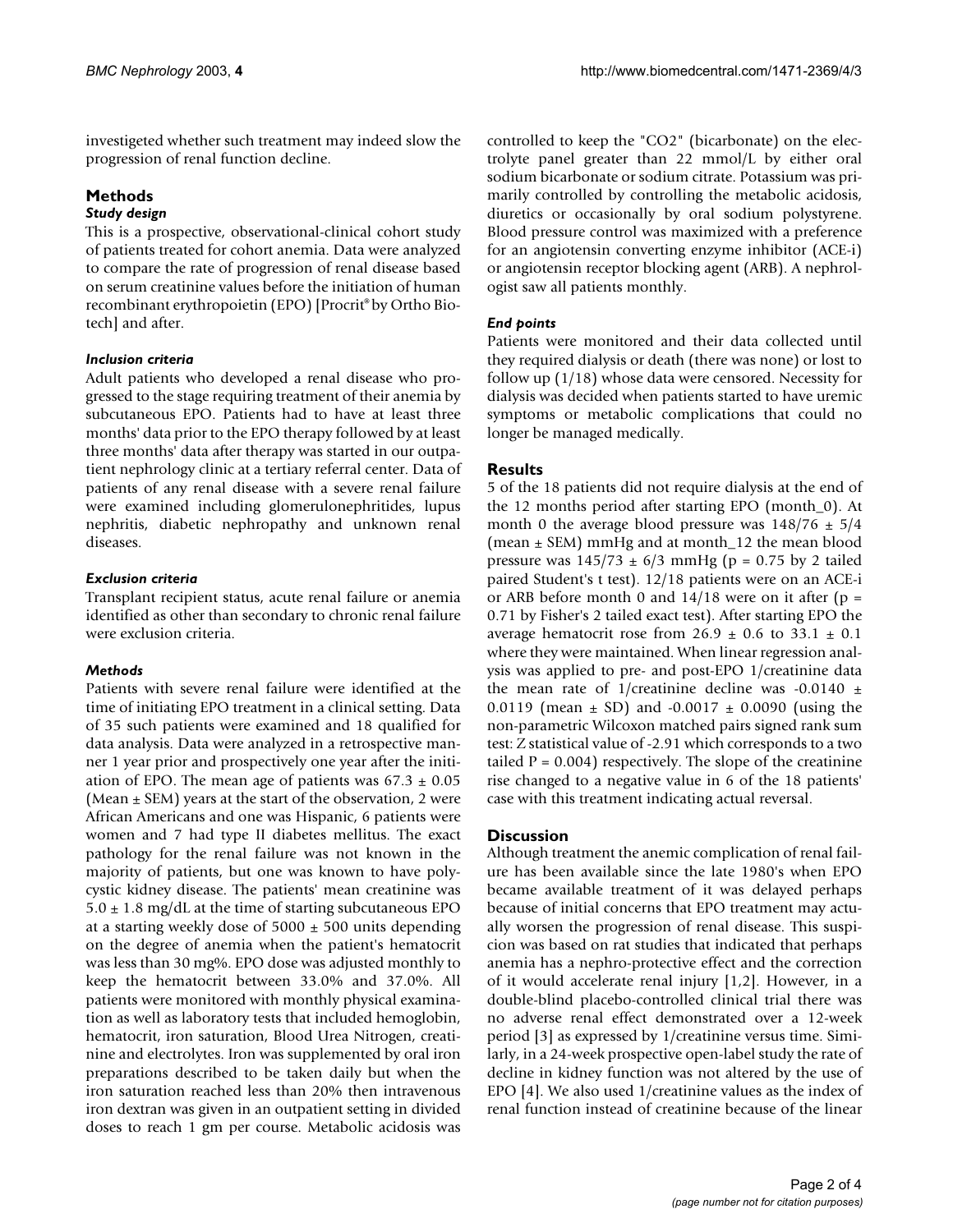investigeted whether such treatment may indeed slow the progression of renal function decline.

## Methods

### *Study design*

This is a prospective, observational-clinical cohort study of patients treated for cohort anemia. Data were analyzed to compare the rate of progression of renal disease based on serum creatinine values before the initiation of human recombinant erythropoietin (EPO) [Procrit® by Ortho Biotech] and after.

### *Inclusion criteria*

Adult patients who developed a renal disease who progressed to the stage requiring treatment of their anemia by subcutaneous EPO. Patients had to have at least three months' data prior to the EPO therapy followed by at least three months' data after therapy was started in our outpatient nephrology clinic at a tertiary referral center. Data of patients of any renal disease with a severe renal failure were examined including glomerulonephritides, lupus nephritis, diabetic nephropathy and unknown renal diseases.

### *Exclusion criteria*

Transplant recipient status, acute renal failure or anemia identified as other than secondary to chronic renal failure were exclusion criteria.

### *Methods*

Patients with severe renal failure were identified at the time of initiating EPO treatment in a clinical setting. Data of 35 such patients were examined and 18 qualified for data analysis. Data were analyzed in a retrospective manner 1 year prior and prospectively one year after the initiation of EPO. The mean age of patients was $67.3 \pm 0.05$ (Mean ± SEM) years at the start of the observation, 2 were African Americans and one was Hispanic, 6 patients were women and 7 had type II diabetes mellitus. The exact pathology for the renal failure was not known in the majority of patients, but one was known to have polycystic kidney disease. The patients' mean creatinine was $5.0 \pm 1.8$ mg/dL at the time of starting subcutaneous EPO at a starting weekly dose of $5000 \pm 500$ units depending on the degree of anemia when the patient's hematocrit was less than 30 mg%. EPO dose was adjusted monthly to keep the hematocrit between 33.0% and 37.0%. All patients were monitored with monthly physical examination as well as laboratory tests that included hemoglobin, hematocrit, iron saturation, Blood Urea Nitrogen, creatinine and electrolytes. Iron was supplemented by oral iron preparations described to be taken daily but when the iron saturation reached less than 20% then intravenous iron dextran was given in an outpatient setting in divided doses to reach 1 gm per course. Metabolic acidosis was controlled to keep the "CO2" (bicarbonate) on the electrolyte panel greater than 22 mmol/L by either oral sodium bicarbonate or sodium citrate. Potassium was primarily controlled by controlling the metabolic acidosis, diuretics or occasionally by oral sodium polystyrene. Blood pressure control was maximized with a preference for an angiotensin converting enzyme inhibitor (ACE-i) or angiotensin receptor blocking agent (ARB). A nephrologist saw all patients monthly.

### *End points*

Patients were monitored and their data collected until they required dialysis or death (there was none) or lost to follow up (1/18) whose data were censored. Necessity for dialysis was decided when patients started to have uremic symptoms or metabolic complications that could no longer be managed medically.

## Results

5 of the 18 patients did not require dialysis at the end of the 12 months period after starting EPO (month_0). At month 0 the average blood pressure was $148/76 \pm 5/4$ (mean ± SEM) mmHg and at month_12 the mean blood pressure was $145/73 \pm 6/3$ mmHg ($p = 0.75$ by 2 tailed paired Student's t test). 12/18 patients were on an ACE-i or ARB before month 0 and 14/18 were on it after ($p = 0.71$ by Fisher's 2 tailed exact test). After starting EPO the average hematocrit rose from $26.9 \pm 0.6$ to $33.1 \pm 0.1$ where they were maintained. When linear regression analysis was applied to pre- and post-EPO 1/creatinine data the mean rate of 1/creatinine decline was $-0.0140 \pm 0.0119$ (mean ± SD) and $-0.0017 \pm 0.0090$ (using the non-parametric Wilcoxon matched pairs signed rank sum test: Z statistical value of -2.91 which corresponds to a two tailed $P = 0.004$) respectively. The slope of the creatinine rise changed to a negative value in 6 of the 18 patients' case with this treatment indicating actual reversal.

## Discussion

Although treatment the anemic complication of renal failure has been available since the late 1980's when EPO became available treatment of it was delayed perhaps because of initial concerns that EPO treatment may actually worsen the progression of renal disease. This suspicion was based on rat studies that indicated that perhaps anemia has a nephro-protective effect and the correction of it would accelerate renal injury [1,2]. However, in a double-blind placebo-controlled clinical trial there was no adverse renal effect demonstrated over a 12-week period [3] as expressed by 1/creatinine versus time. Similarly, in a 24-week prospective open-label study the rate of decline in kidney function was not altered by the use of EPO [4]. We also used 1/creatinine values as the index of renal function instead of creatinine because of the linear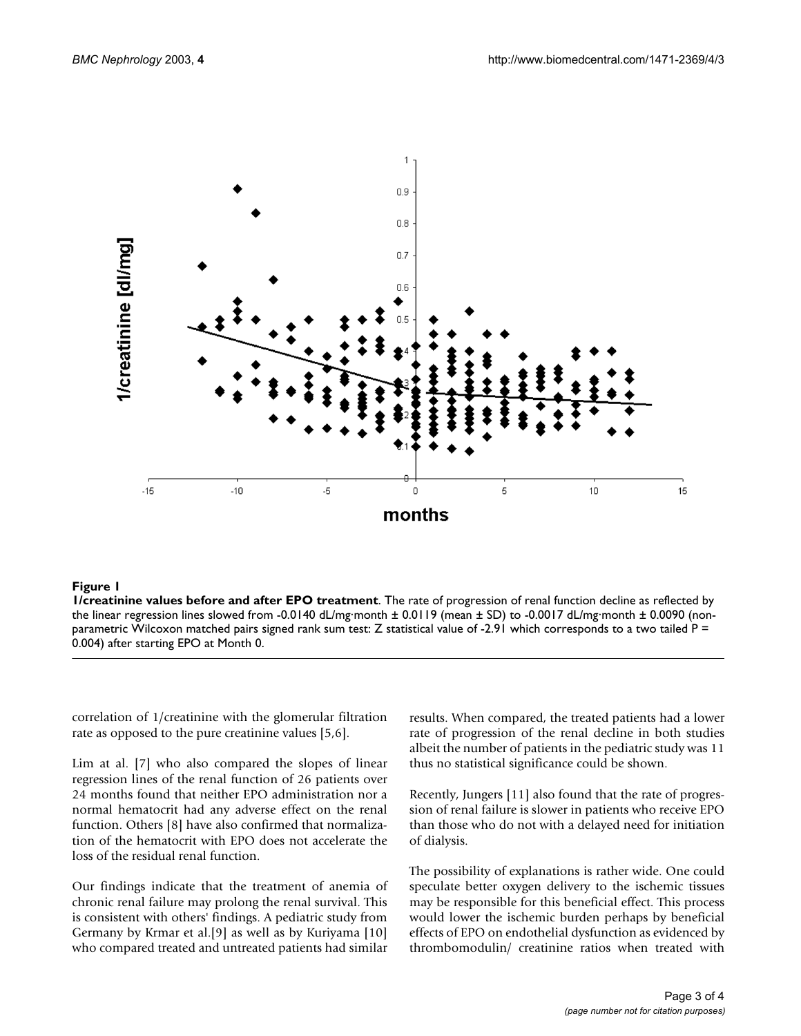**Figure 1**

**1/creatinine values before and after EPO treatment**. The rate of progression of renal function decline as reflected by the linear regression lines slowed from -0.0140 dL/mg·month ± 0.0119 (mean ± SD) to -0.0017 dL/mg·month ± 0.0090 (non-parametric Wilcoxon matched pairs signed rank sum test: Z statistical value of -2.91 which corresponds to a two tailed P = 0.004) after starting EPO at Month 0.

correlation of 1/creatinine with the glomerular filtration rate as opposed to the pure creatinine values [5,6].

Lim at al. [7] who also compared the slopes of linear regression lines of the renal function of 26 patients over 24 months found that neither EPO administration nor a normal hematocrit had any adverse effect on the renal function. Others [8] have also confirmed that normalization of the hematocrit with EPO does not accelerate the loss of the residual renal function.

Our findings indicate that the treatment of anemia of chronic renal failure may prolong the renal survival. This is consistent with others' findings. A pediatric study from Germany by Krmar et al.[9] as well as by Kuriyama [10] who compared treated and untreated patients had similar results. When compared, the treated patients had a lower rate of progression of the renal decline in both studies albeit the number of patients in the pediatric study was 11 thus no statistical significance could be shown.

Recently, Jungers [11] also found that the rate of progression of renal failure is slower in patients who receive EPO than those who do not with a delayed need for initiation of dialysis.

The possibility of explanations is rather wide. One could speculate better oxygen delivery to the ischemic tissues may be responsible for this beneficial effect. This process would lower the ischemic burden perhaps by beneficial effects of EPO on endothelial dysfunction as evidenced by thrombomodulin/ creatinine ratios when treated with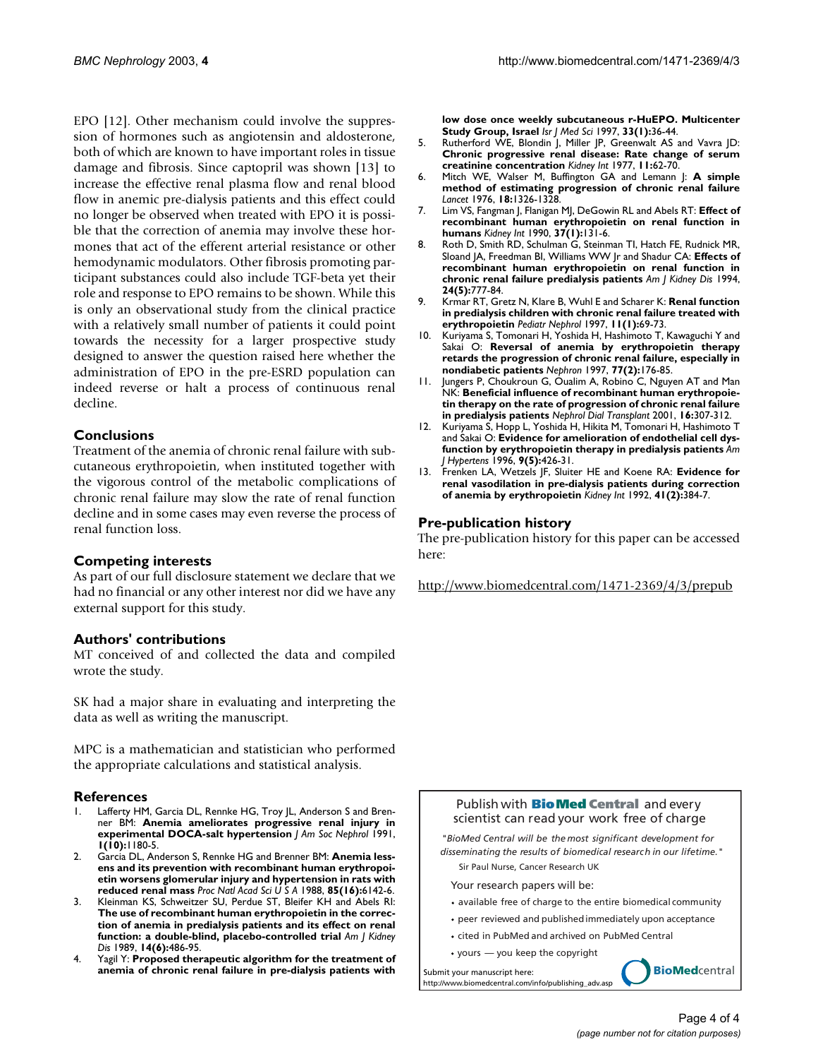EPO [12]. Other mechanism could involve the suppression of hormones such as angiotensin and aldosterone, both of which are known to have important roles in tissue damage and fibrosis. Since captopril was shown [13] to increase the effective renal plasma flow and renal blood flow in anemic pre-dialysis patients and this effect could no longer be observed when treated with EPO it is possible that the correction of anemia may involve these hormones that act of the efferent arterial resistance or other hemodynamic modulators. Other fibrosis promoting participant substances could also include TGF-beta yet their role and response to EPO remains to be shown. While this is only an observational study from the clinical practice with a relatively small number of patients it could point towards the necessity for a larger prospective study designed to answer the question raised here whether the administration of EPO in the pre-ESRD population can indeed reverse or halt a process of continuous renal decline.

## Conclusions

Treatment of the anemia of chronic renal failure with subcutaneous erythropoietin, when instituted together with the vigorous control of the metabolic complications of chronic renal failure may slow the rate of renal function decline and in some cases may even reverse the process of renal function loss.

## Competing interests

As part of our full disclosure statement we declare that we had no financial or any other interest nor did we have any external support for this study.

## Authors' contributions

MT conceived of and collected the data and compiled wrote the study.

SK had a major share in evaluating and interpreting the data as well as writing the manuscript.

MPC is a mathematician and statistician who performed the appropriate calculations and statistical analysis.

## References

1. Lafferty HM, Garcia DL, Rennke HG, Troy JL, Anderson S and Brenner BM: **Anemia ameliorates progressive renal injury in experimental DOCA-salt hypertension** *J Am Soc Nephrol* 1991, **1(10):**1180-5.
2. Garcia DL, Anderson S, Rennke HG and Brenner BM: **Anemia lessens and its prevention with recombinant human erythropoietin worsens glomerular injury and hypertension in rats with reduced renal mass** *Proc Natl Acad Sci U S A* 1988, **85(16):**6142-6.
3. Kleinman KS, Schweitzer SU, Perdue ST, Bleifer KH and Abels RI: **The use of recombinant human erythropoietin in the correction of anemia in predialysis patients and its effect on renal function: a double-blind, placebo-controlled trial** *Am J Kidney Dis* 1989, **14(6):**486-95.
4. Yagil Y: **Proposed therapeutic algorithm for the treatment of anemia of chronic renal failure in pre-dialysis patients with low dose once weekly subcutaneous r-HuEPO. Multicenter Study Group, Israel** *Isr J Med Sci* 1997, **33(1):**36-44.
5. Rutherford WE, Blondin J, Miller JP, Greenwalt AS and Vavra JD: **Chronic progressive renal disease: Rate change of serum creatinine concentration** *Kidney Int* 1977, **11:**62-70.
6. Mitch WE, Walser M, Buffington GA and Lemann J: **A simple method of estimating progression of chronic renal failure** *Lancet* 1976, **18:**1326-1328.
7. Lim VS, Fangman J, Flanigan MJ, DeGowin RL and Abels RT: **Effect of recombinant human erythropoietin on renal function in humans** *Kidney Int* 1990, **37(1):**131-6.
8. Roth D, Smith RD, Schulman G, Steinman TI, Hatch FE, Rudnick MR, Sloand JA, Freedman BI, Williams WW Jr and Shadur CA: **Effects of recombinant human erythropoietin on renal function in chronic renal failure predialysis patients** *Am J Kidney Dis* 1994, **24(5):**777-84.
9. Krmar RT, Gretz N, Klare B, Wuhl E and Scharer K: **Renal function in predialysis children with chronic renal failure treated with erythropoietin** *Pediatr Nephrol* 1997, **11(1):**69-73.
10. Kuriyama S, Tomonari H, Yoshida H, Hashimoto T, Kawaguchi Y and Sakai O: **Reversal of anemia by erythropoietin therapy retards the progression of chronic renal failure, especially in nondiabetic patients** *Nephron* 1997, **77(2):**176-85.
11. Jungers P, Choukroun G, Oualim A, Robino C, Nguyen AT and Man NK: **Beneficial influence of recombinant human erythropoietin therapy on the rate of progression of chronic renal failure in predialysis patients** *Nephrol Dial Transplant* 2001, **16:**307-312.
12. Kuriyama S, Hopp L, Yoshida H, Hikita M, Tomonari H, Hashimoto T and Sakai O: **Evidence for amelioration of endothelial cell dysfunction by erythropoietin therapy in predialysis patients** *Am J Hypertens* 1996, **9(5):**426-31.
13. Frenken LA, Wetzels JF, Sluiter HE and Koene RA: **Evidence for renal vasodilation in pre-dialysis patients during correction of anemia by erythropoietin** *Kidney Int* 1992, **41(2):**384-7.

## Pre-publication history

The pre-publication history for this paper can be accessed here:

http://www.biomedcentral.com/1471-2369/4/3/prepub

Publish with **BioMed Central** and every scientist can read your work free of charge

*"BioMed Central will be the most significant development for disseminating the results of biomedical research in our lifetime."*

Sir Paul Nurse, Cancer Research UK

Your research papers will be:

- available free of charge to the entire biomedical community
- peer reviewed and published immediately upon acceptance
- cited in PubMed and archived on PubMed Central
- yours — you keep the copyright

Submit your manuscript here:
http://www.biomedcentral.com/info/publishing_adv.asp

BioMedcentral